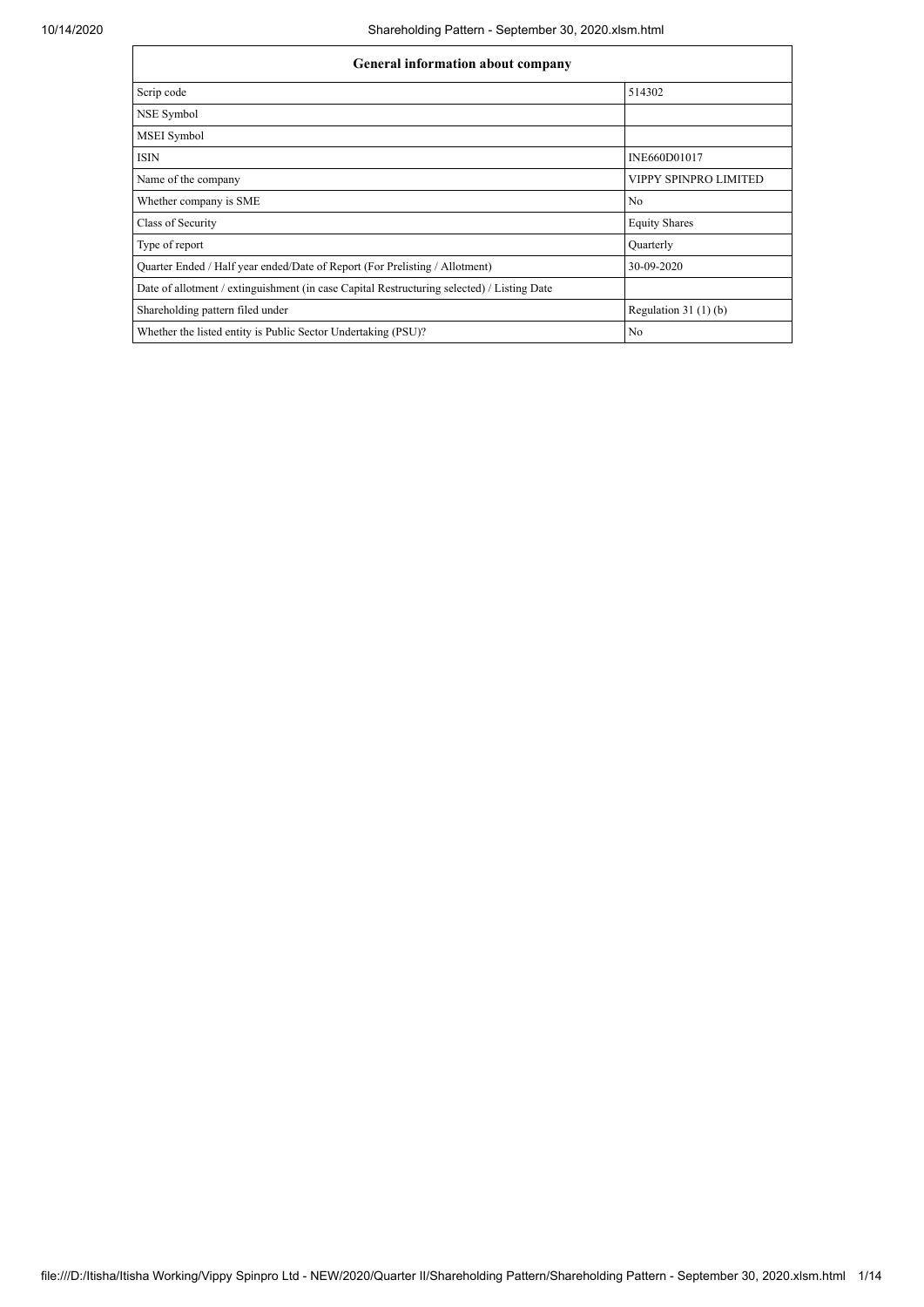| General information about company | |
|---|---|
| Scrip code | 514302 |
| NSE Symbol | |
| MSEI Symbol | |
| ISIN | INE660D01017 |
| Name of the company | VIPPY SPINPRO LIMITED |
| Whether company is SME | No |
| Class of Security | Equity Shares |
| Type of report | Quarterly |
| Quarter Ended / Half year ended/Date of Report (For Prelisting / Allotment) | 30-09-2020 |
| Date of allotment / extinguishment (in case Capital Restructuring selected) / Listing Date | |
| Shareholding pattern filed under | Regulation 31 (1) (b) |
| Whether the listed entity is Public Sector Undertaking (PSU)? | No |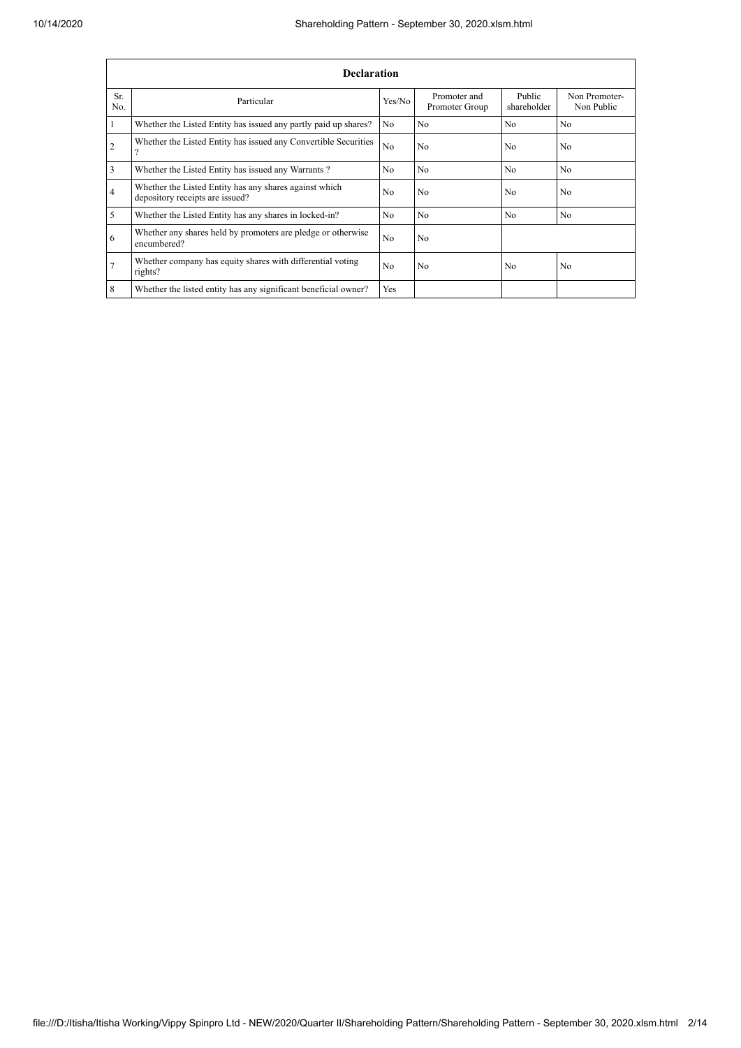| Declaration | | | | | |
|---|---|---|---|---|---|
| Sr. No. | Particular | Yes/No | Promoter and Promoter Group | Public shareholder | Non Promoter- Non Public |
| 1 | Whether the Listed Entity has issued any partly paid up shares? | No | No | No | No |
| 2 | Whether the Listed Entity has issued any Convertible Securities ? | No | No | No | No |
| 3 | Whether the Listed Entity has issued any Warrants ? | No | No | No | No |
| 4 | Whether the Listed Entity has any shares against which depository receipts are issued? | No | No | No | No |
| 5 | Whether the Listed Entity has any shares in locked-in? | No | No | No | No |
| 6 | Whether any shares held by promoters are pledge or otherwise encumbered? | No | No | | |
| 7 | Whether company has equity shares with differential voting rights? | No | No | No | No |
| 8 | Whether the listed entity has any significant beneficial owner? | Yes | | | |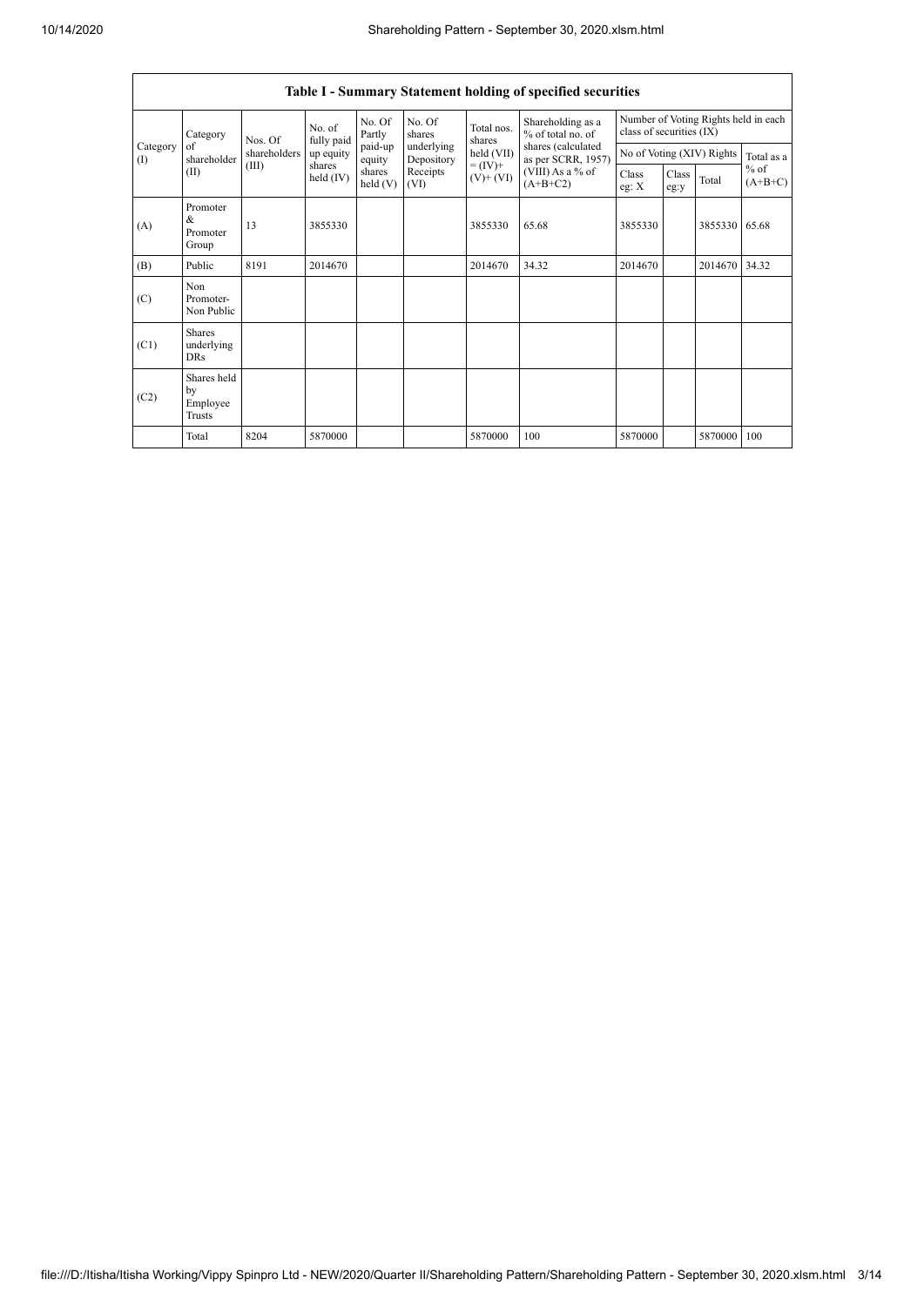## Table I - Summary Statement holding of specified securities

| Category (I) | Category of shareholder (II) | Nos. Of shareholders (III) | No. of fully paid up equity shares held (IV) | No. Of Partly paid-up equity shares held (V) | No. Of shares underlying Depository Receipts (VI) | Total nos. shares held (VII) = (IV)+ (V)+ (VI) | Shareholding as a % of total no. of shares (calculated as per SCRR, 1957) (VIII) As a % of (A+B+C2) | Number of Voting Rights held in each class of securities (IX) | | | |
|---|---|---|---|---|---|---|---|---|---|---|---|
| | | | | | | | | No of Voting (XIV) Rights | | | Total as a % of (A+B+C) |
| | | | | | | | | Class eg: X | Class eg:y | Total | |
| (A) | Promoter & Promoter Group | 13 | 3855330 | | | 3855330 | 65.68 | 3855330 | | 3855330 | 65.68 |
| (B) | Public | 8191 | 2014670 | | | 2014670 | 34.32 | 2014670 | | 2014670 | 34.32 |
| (C) | Non Promoter- Non Public | | | | | | | | | | |
| (C1) | Shares underlying DRs | | | | | | | | | | |
| (C2) | Shares held by Employee Trusts | | | | | | | | | | |
| | Total | 8204 | 5870000 | | | 5870000 | 100 | 5870000 | | 5870000 | 100 |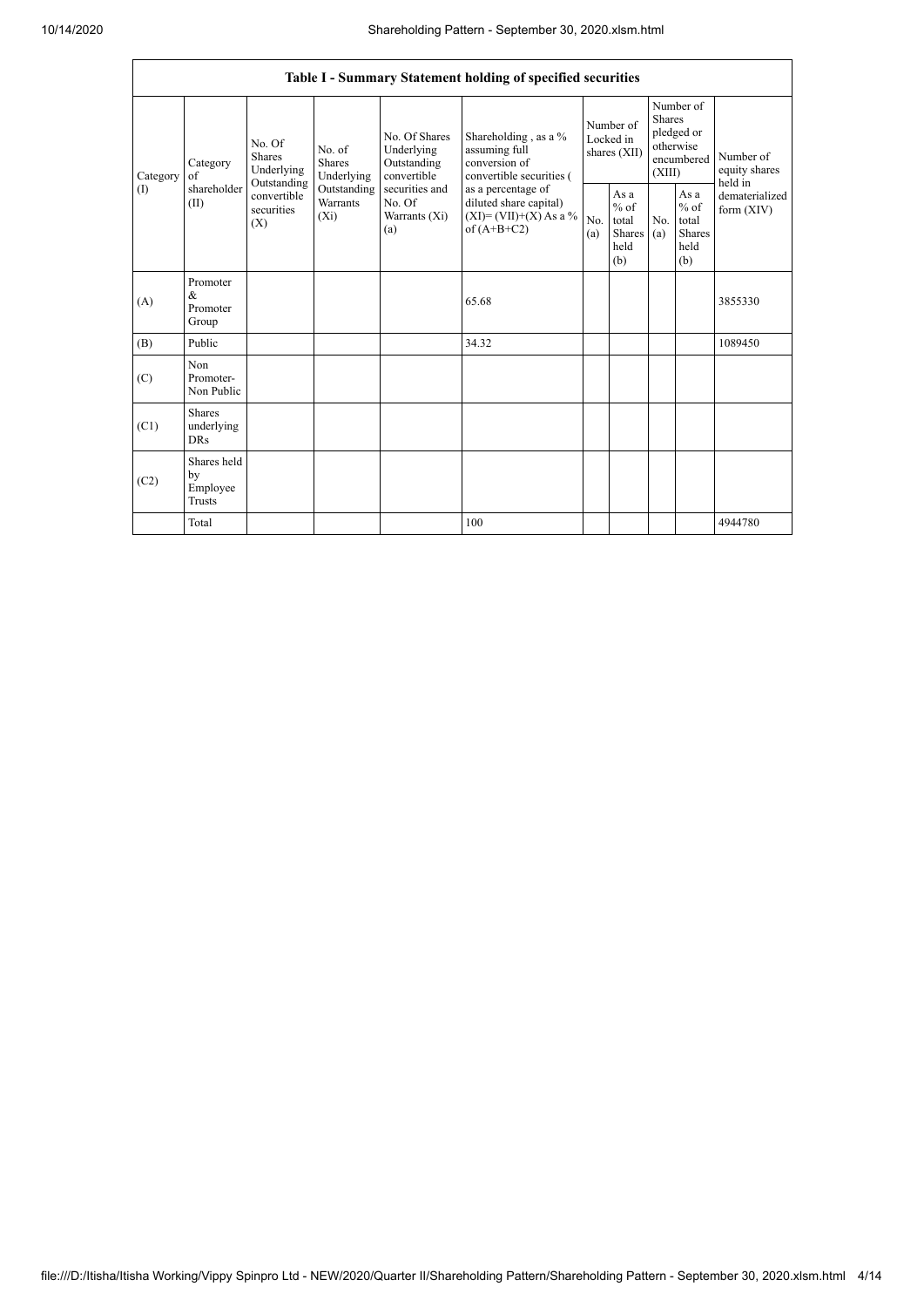| Table I - Summary Statement holding of specified securities | | | | | | | | | | | |
|---|---|---|---|---|---|---|---|---|---|---|---|
| Category (I) | Category of shareholder (II) | No. Of Shares Underlying Outstanding convertible securities (X) | No. of Shares Underlying Outstanding Warrants (Xi) | No. Of Shares Underlying Outstanding convertible securities and No. Of Warrants (Xi) (a) | Shareholding , as a % assuming full conversion of convertible securities ( as a percentage of diluted share capital) (XI)= (VII)+(X) As a % of (A+B+C2) | Number of Locked in shares (XII) | | Number of Shares pledged or otherwise encumbered (XIII) | | Number of equity shares held in dematerialized form (XIV) |
| | | | | | | No. (a) | As a % of total Shares held (b) | No. (a) | As a % of total Shares held (b) | |
| (A) | Promoter & Promoter Group | | | | 65.68 | | | | | 3855330 |
| (B) | Public | | | | 34.32 | | | | | 1089450 |
| (C) | Non Promoter- Non Public | | | | | | | | | |
| (C1) | Shares underlying DRs | | | | | | | | | |
| (C2) | Shares held by Employee Trusts | | | | | | | | | |
| | Total | | | | 100 | | | | | 4944780 |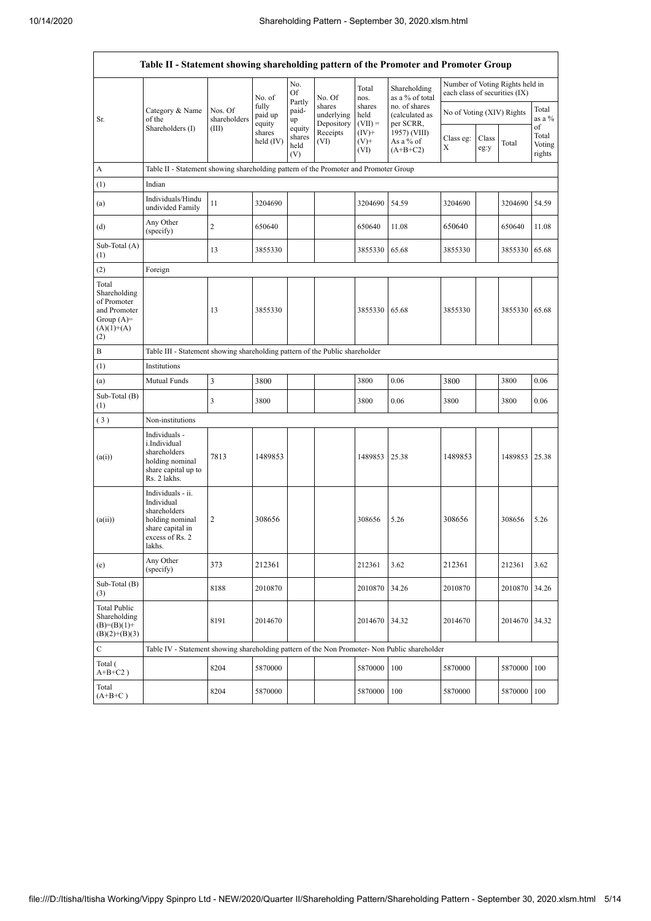| Table II - Statement showing shareholding pattern of the Promoter and Promoter Group | | | | | | | | | | | |
|---|---|---|---|---|---|---|---|---|---|---|---|
| Sr. | Category & Name of the Shareholders (I) | Nos. Of shareholders (III) | No. of fully paid up equity shares held (IV) | No. Of Partly paid-up equity shares held (V) | No. Of shares underlying Depository Receipts (VI) | Total nos. shares held (VII) = (IV)+ (V)+ (VI) | Shareholding as a % of total no. of shares (calculated as per SCRR, 1957) (VIII) As a % of (A+B+C2) | Number of Voting Rights held in each class of securities (IX) | | | |
| | | | | | | | | No of Voting (XIV) Rights | | | Total as a % of Total Voting rights |
| | | | | | | | | Class eg: X | Class eg:y | Total | |
| A | Table II - Statement showing shareholding pattern of the Promoter and Promoter Group | | | | | | | | | | |
| (1) | Indian | | | | | | | | | | |
| (a) | Individuals/Hindu undivided Family | 11 | 3204690 | | | 3204690 | 54.59 | 3204690 | | 3204690 | 54.59 |
| (d) | Any Other (specify) | 2 | 650640 | | | 650640 | 11.08 | 650640 | | 650640 | 11.08 |
| Sub-Total (A) (1) | | 13 | 3855330 | | | 3855330 | 65.68 | 3855330 | | 3855330 | 65.68 |
| (2) | Foreign | | | | | | | | | | |
| Total Shareholding of Promoter and Promoter Group (A)= (A)(1)+(A)(2) | | 13 | 3855330 | | | 3855330 | 65.68 | 3855330 | | 3855330 | 65.68 |
| B | Table III - Statement showing shareholding pattern of the Public shareholder | | | | | | | | | | |
| (1) | Institutions | | | | | | | | | | |
| (a) | Mutual Funds | 3 | 3800 | | | 3800 | 0.06 | 3800 | | 3800 | 0.06 |
| Sub-Total (B) (1) | | 3 | 3800 | | | 3800 | 0.06 | 3800 | | 3800 | 0.06 |
| (3) | Non-institutions | | | | | | | | | | |
| (a(i)) | Individuals - i.Individual shareholders holding nominal share capital up to Rs. 2 lakhs. | 7813 | 1489853 | | | 1489853 | 25.38 | 1489853 | | 1489853 | 25.38 |
| (a(ii)) | Individuals - ii. Individual shareholders holding nominal share capital in excess of Rs. 2 lakhs. | 2 | 308656 | | | 308656 | 5.26 | 308656 | | 308656 | 5.26 |
| (e) | Any Other (specify) | 373 | 212361 | | | 212361 | 3.62 | 212361 | | 212361 | 3.62 |
| Sub-Total (B) (3) | | 8188 | 2010870 | | | 2010870 | 34.26 | 2010870 | | 2010870 | 34.26 |
| Total Public Shareholding (B)=(B)(1)+(B)(2)+(B)(3) | | 8191 | 2014670 | | | 2014670 | 34.32 | 2014670 | | 2014670 | 34.32 |
| C | Table IV - Statement showing shareholding pattern of the Non Promoter- Non Public shareholder | | | | | | | | | | |
| Total ( A+B+C2 ) | | 8204 | 5870000 | | | 5870000 | 100 | 5870000 | | 5870000 | 100 |
| Total (A+B+C ) | | 8204 | 5870000 | | | 5870000 | 100 | 5870000 | | 5870000 | 100 |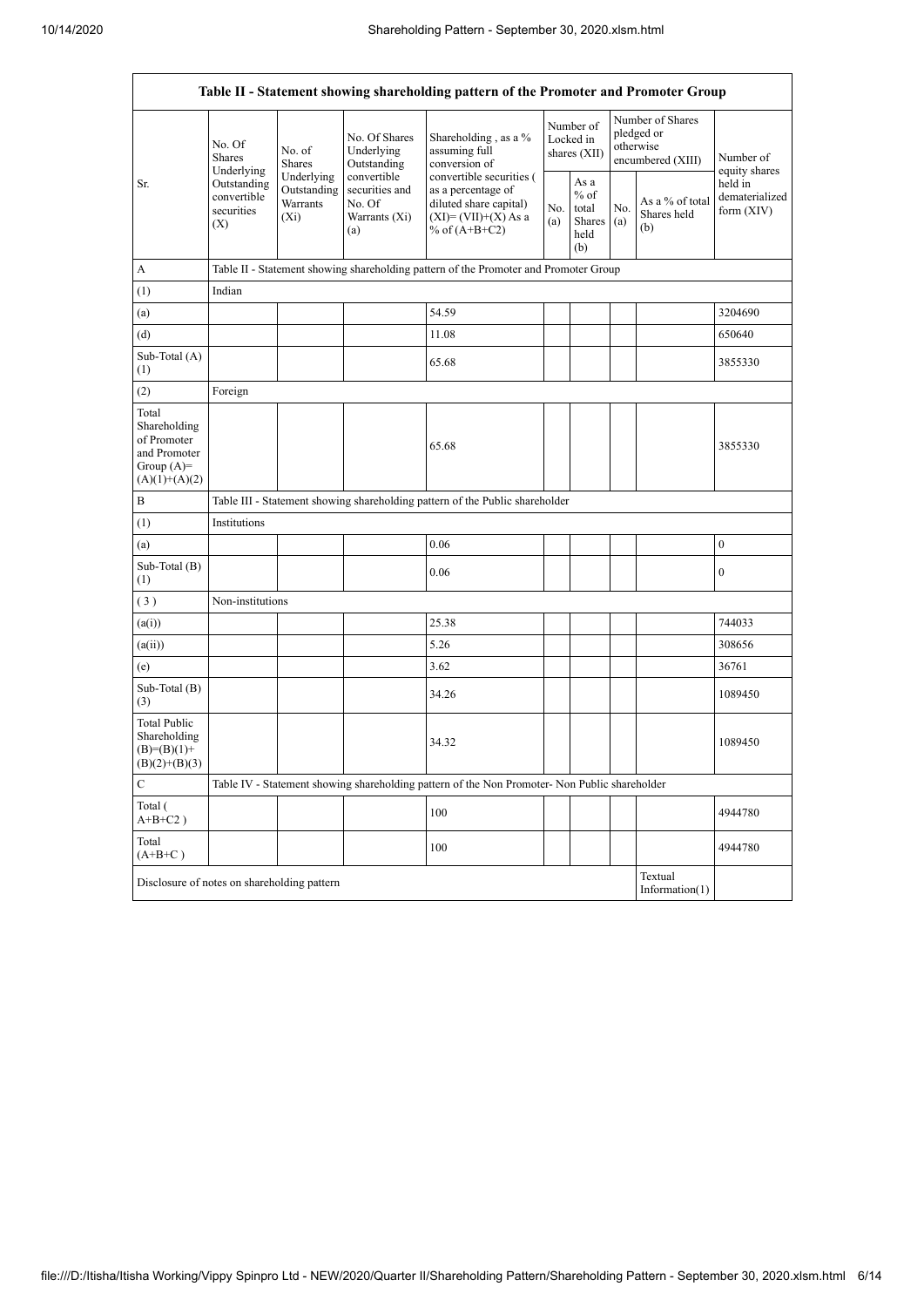| Table II - Statement showing shareholding pattern of the Promoter and Promoter Group | | | | | | | | | |
|---|---|---|---|---|---|---|---|---|---|
| Sr. | No. Of Shares Underlying Outstanding convertible securities (X) | No. of Shares Underlying Outstanding Warrants (Xi) | No. Of Shares Underlying Outstanding convertible securities and No. Of Warrants (Xi) (a) | Shareholding , as a % assuming full conversion of convertible securities ( as a percentage of diluted share capital) (XI)= (VII)+(X) As a % of (A+B+C2) | Number of Locked in shares (XII) | | Number of Shares pledged or otherwise encumbered (XIII) | | Number of equity shares held in dematerialized form (XIV) |
| | | | | | No. (a) | As a % of total Shares held (b) | No. (a) | As a % of total Shares held (b) | |
| A | Table II - Statement showing shareholding pattern of the Promoter and Promoter Group | | | | | | | | |
| (1) | Indian | | | | | | | | |
| (a) | | | | 54.59 | | | | | 3204690 |
| (d) | | | | 11.08 | | | | | 650640 |
| Sub-Total (A) (1) | | | | 65.68 | | | | | 3855330 |
| (2) | Foreign | | | | | | | | |
| Total Shareholding of Promoter and Promoter Group (A)= (A)(1)+(A)(2) | | | | 65.68 | | | | | 3855330 |
| B | Table III - Statement showing shareholding pattern of the Public shareholder | | | | | | | | |
| (1) | Institutions | | | | | | | | |
| (a) | | | | 0.06 | | | | | 0 |
| Sub-Total (B) (1) | | | | 0.06 | | | | | 0 |
| ( 3 ) | Non-institutions | | | | | | | | |
| (a(i)) | | | | 25.38 | | | | | 744033 |
| (a(ii)) | | | | 5.26 | | | | | 308656 |
| (e) | | | | 3.62 | | | | | 36761 |
| Sub-Total (B) (3) | | | | 34.26 | | | | | 1089450 |
| Total Public Shareholding (B)=(B)(1)+ (B)(2)+(B)(3) | | | | 34.32 | | | | | 1089450 |
| C | Table IV - Statement showing shareholding pattern of the Non Promoter- Non Public shareholder | | | | | | | | |
| Total ( A+B+C2 ) | | | | 100 | | | | | 4944780 |
| Total (A+B+C ) | | | | 100 | | | | | 4944780 |
| Disclosure of notes on shareholding pattern | | | | | | | | Textual Information(1) | |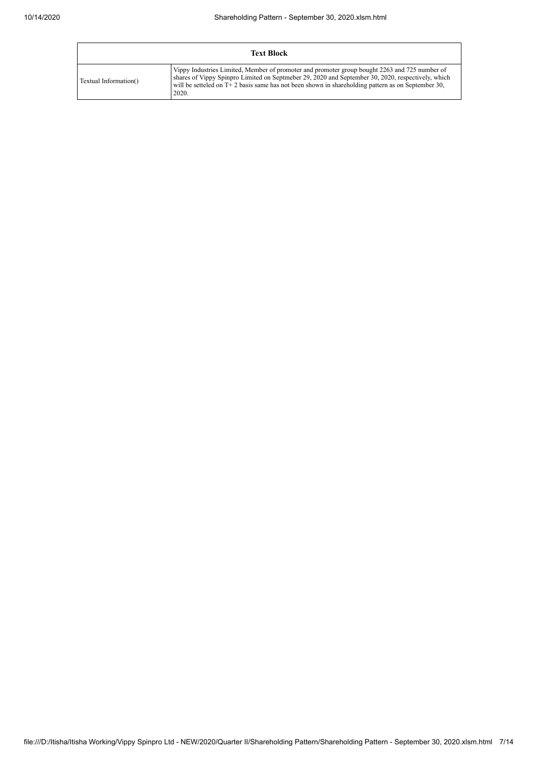| Text Block | |
|---|---|
| Textual Information() | Vippy Industries Limited, Member of promoter and promoter group bought 2263 and 725 number of shares of Vippy Spinpro Limited on Septmeber 29, 2020 and September 30, 2020, respectively, which will be setteled on T+ 2 basis same has not been shown in shareholding pattern as on September 30, 2020. |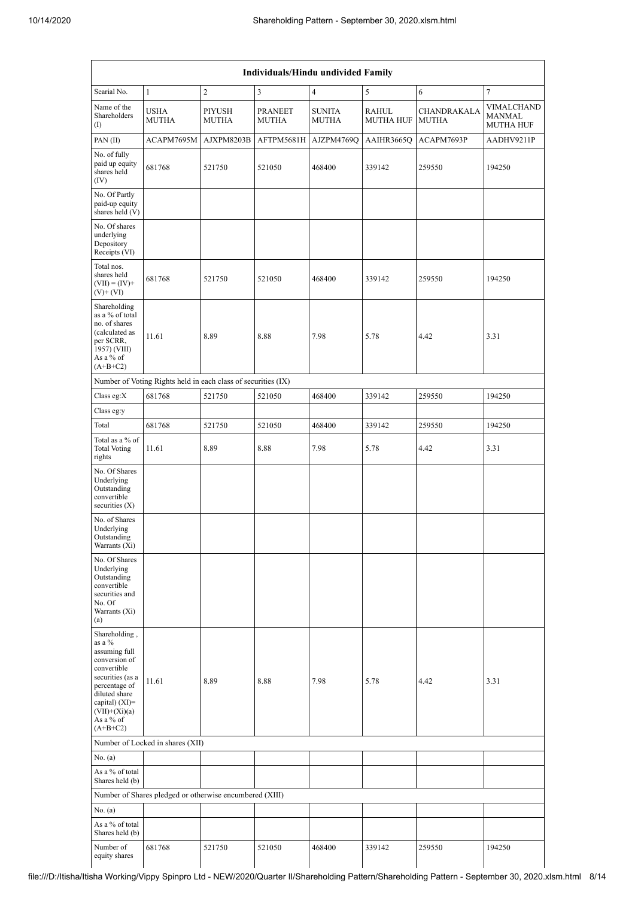| Individuals/Hindu undivided Family | | | | | | | |
|---|---|---|---|---|---|---|---|
| Searial No. | 1 | 2 | 3 | 4 | 5 | 6 | 7 |
| Name of the Shareholders (I) | USHA MUTHA | PIYUSH MUTHA | PRANEET MUTHA | SUNITA MUTHA | RAHUL MUTHA HUF | CHANDRAKALA MUTHA | VIMALCHAND MANMAL MUTHA HUF |
| PAN (II) | ACAPM7695M | AJXPM8203B | AFTPM5681H | AJZPM4769Q | AAIHR3665Q | ACAPM7693P | AADHV9211P |
| No. of fully paid up equity shares held (IV) | 681768 | 521750 | 521050 | 468400 | 339142 | 259550 | 194250 |
| No. Of Partly paid-up equity shares held (V) | | | | | | | |
| No. Of shares underlying Depository Receipts (VI) | | | | | | | |
| Total nos. shares held (VII) = (IV)+ (V)+ (VI) | 681768 | 521750 | 521050 | 468400 | 339142 | 259550 | 194250 |
| Shareholding as a % of total no. of shares (calculated as per SCRR, 1957) (VIII) As a % of (A+B+C2) | 11.61 | 8.89 | 8.88 | 7.98 | 5.78 | 4.42 | 3.31 |
| Number of Voting Rights held in each class of securities (IX) | | | | | | | |
| Class eg:X | 681768 | 521750 | 521050 | 468400 | 339142 | 259550 | 194250 |
| Class eg:y | | | | | | | |
| Total | 681768 | 521750 | 521050 | 468400 | 339142 | 259550 | 194250 |
| Total as a % of Total Voting rights | 11.61 | 8.89 | 8.88 | 7.98 | 5.78 | 4.42 | 3.31 |
| No. Of Shares Underlying Outstanding convertible securities (X) | | | | | | | |
| No. of Shares Underlying Outstanding Warrants (Xi) | | | | | | | |
| No. Of Shares Underlying Outstanding convertible securities and No. Of Warrants (Xi) (a) | | | | | | | |
| Shareholding , as a % assuming full conversion of convertible securities (as a percentage of diluted share capital) (XI)= (VII)+(Xi)(a) As a % of (A+B+C2) | 11.61 | 8.89 | 8.88 | 7.98 | 5.78 | 4.42 | 3.31 |
| Number of Locked in shares (XII) | | | | | | | |
| No. (a) | | | | | | | |
| As a % of total Shares held (b) | | | | | | | |
| Number of Shares pledged or otherwise encumbered (XIII) | | | | | | | |
| No. (a) | | | | | | | |
| As a % of total Shares held (b) | | | | | | | |
| Number of equity shares | 681768 | 521750 | 521050 | 468400 | 339142 | 259550 | 194250 |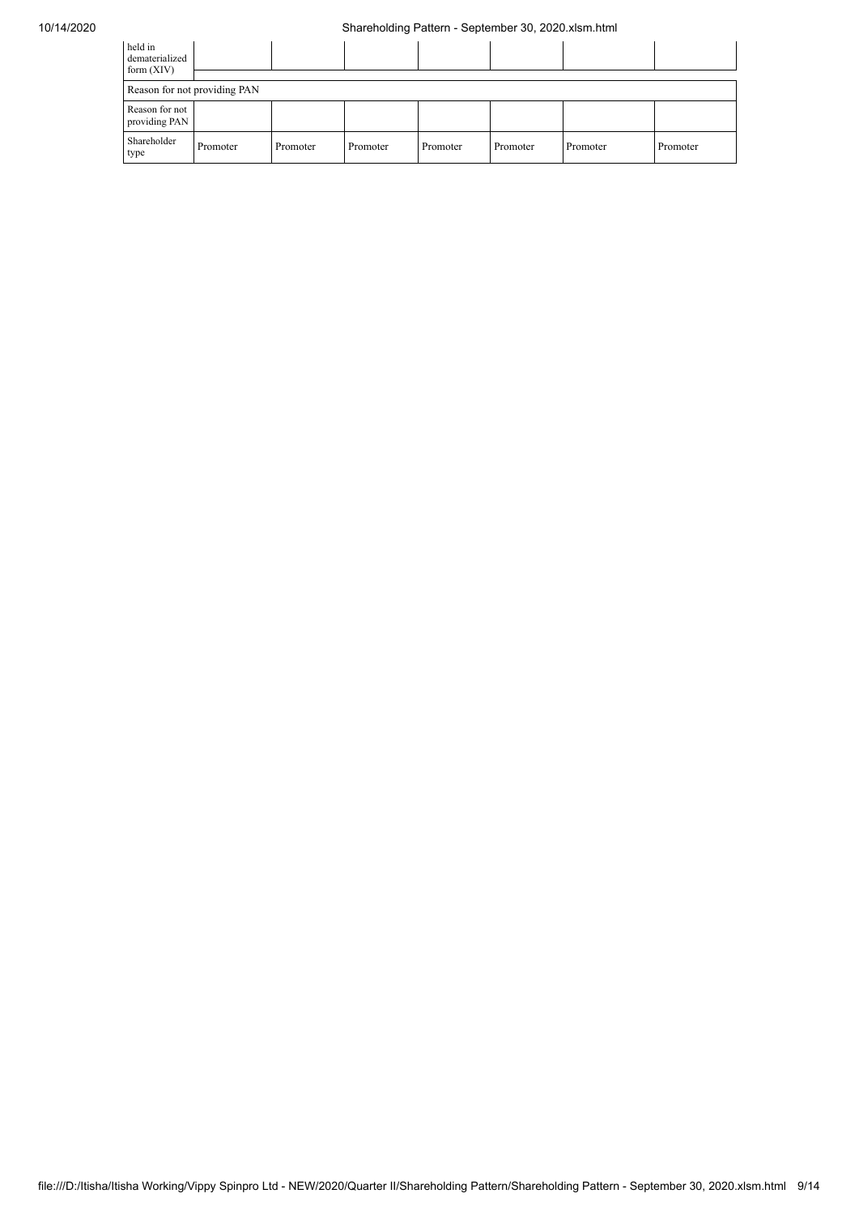| held in dematerialized form (XIV) | | | | | | | |
|---|---|---|---|---|---|---|---|
| Reason for not providing PAN | | | | | | | |
| Reason for not providing PAN | | | | | | | |
| Shareholder type | Promoter | Promoter | Promoter | Promoter | Promoter | Promoter | Promoter |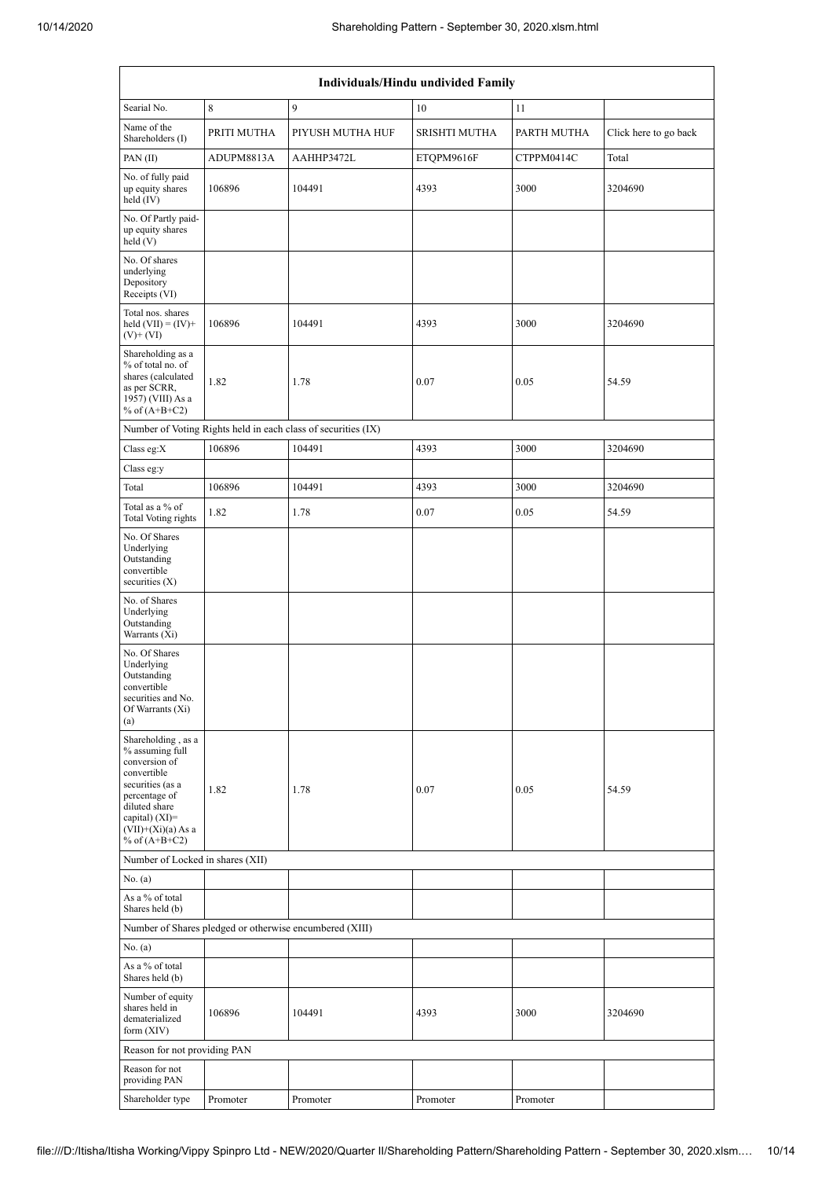| Individuals/Hindu undivided Family | | | | | |
|---|---|---|---|---|---|
| Searial No. | 8 | 9 | 10 | 11 | |
| Name of the Shareholders (I) | PRITI MUTHA | PIYUSH MUTHA HUF | SRISHTI MUTHA | PARTH MUTHA | Click here to go back |
| PAN (II) | ADUPM8813A | AAHHP3472L | ETQPM9616F | CTPPM0414C | Total |
| No. of fully paid up equity shares held (IV) | 106896 | 104491 | 4393 | 3000 | 3204690 |
| No. Of Partly paid-up equity shares held (V) | | | | | |
| No. Of shares underlying Depository Receipts (VI) | | | | | |
| Total nos. shares held (VII) = (IV)+(V)+ (VI) | 106896 | 104491 | 4393 | 3000 | 3204690 |
| Shareholding as a % of total no. of shares (calculated as per SCRR, 1957) (VIII) As a % of (A+B+C2) | 1.82 | 1.78 | 0.07 | 0.05 | 54.59 |
| Number of Voting Rights held in each class of securities (IX) | | | | | |
| Class eg:X | 106896 | 104491 | 4393 | 3000 | 3204690 |
| Class eg:y | | | | | |
| Total | 106896 | 104491 | 4393 | 3000 | 3204690 |
| Total as a % of Total Voting rights | 1.82 | 1.78 | 0.07 | 0.05 | 54.59 |
| No. Of Shares Underlying Outstanding convertible securities (X) | | | | | |
| No. of Shares Underlying Outstanding Warrants (Xi) | | | | | |
| No. Of Shares Underlying Outstanding convertible securities and No. Of Warrants (Xi) (a) | | | | | |
| Shareholding , as a % assuming full conversion of convertible securities (as a percentage of diluted share capital) (XI)= (VII)+(Xi)(a) As a % of (A+B+C2) | 1.82 | 1.78 | 0.07 | 0.05 | 54.59 |
| Number of Locked in shares (XII) | | | | | |
| No. (a) | | | | | |
| As a % of total Shares held (b) | | | | | |
| Number of Shares pledged or otherwise encumbered (XIII) | | | | | |
| No. (a) | | | | | |
| As a % of total Shares held (b) | | | | | |
| Number of equity shares held in dematerialized form (XIV) | 106896 | 104491 | 4393 | 3000 | 3204690 |
| Reason for not providing PAN | | | | | |
| Reason for not providing PAN | | | | | |
| Shareholder type | Promoter | Promoter | Promoter | Promoter | |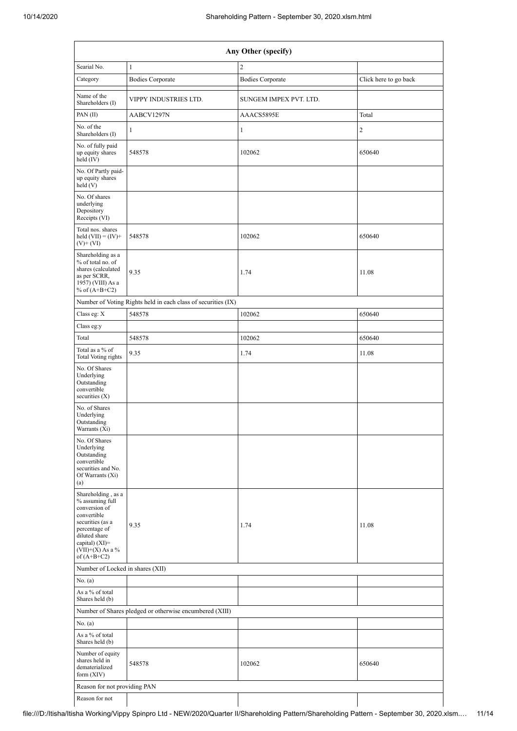| Any Other (specify) | | | |
|---|---|---|---|
| Searial No. | 1 | 2 | |
| Category | Bodies Corporate | Bodies Corporate | Click here to go back |
| Name of the Shareholders (I) | VIPPY INDUSTRIES LTD. | SUNGEM IMPEX PVT. LTD. | |
| PAN (II) | AABCV1297N | AAACS5895E | Total |
| No. of the Shareholders (I) | 1 | 1 | 2 |
| No. of fully paid up equity shares held (IV) | 548578 | 102062 | 650640 |
| No. Of Partly paid-up equity shares held (V) | | | |
| No. Of shares underlying Depository Receipts (VI) | | | |
| Total nos. shares held (VII) = (IV)+ (V)+ (VI) | 548578 | 102062 | 650640 |
| Shareholding as a % of total no. of shares (calculated as per SCRR, 1957) (VIII) As a % of (A+B+C2) | 9.35 | 1.74 | 11.08 |
| Number of Voting Rights held in each class of securities (IX) | | | |
| Class eg: X | 548578 | 102062 | 650640 |
| Class eg:y | | | |
| Total | 548578 | 102062 | 650640 |
| Total as a % of Total Voting rights | 9.35 | 1.74 | 11.08 |
| No. Of Shares Underlying Outstanding convertible securities (X) | | | |
| No. of Shares Underlying Outstanding Warrants (Xi) | | | |
| No. Of Shares Underlying Outstanding convertible securities and No. Of Warrants (Xi) (a) | | | |
| Shareholding , as a % assuming full conversion of convertible securities (as a percentage of diluted share capital) (XI)= (VII)+(X) As a % of (A+B+C2) | 9.35 | 1.74 | 11.08 |
| Number of Locked in shares (XII) | | | |
| No. (a) | | | |
| As a % of total Shares held (b) | | | |
| Number of Shares pledged or otherwise encumbered (XIII) | | | |
| No. (a) | | | |
| As a % of total Shares held (b) | | | |
| Number of equity shares held in dematerialized form (XIV) | 548578 | 102062 | 650640 |
| Reason for not providing PAN | | | |
| Reason for not | | | |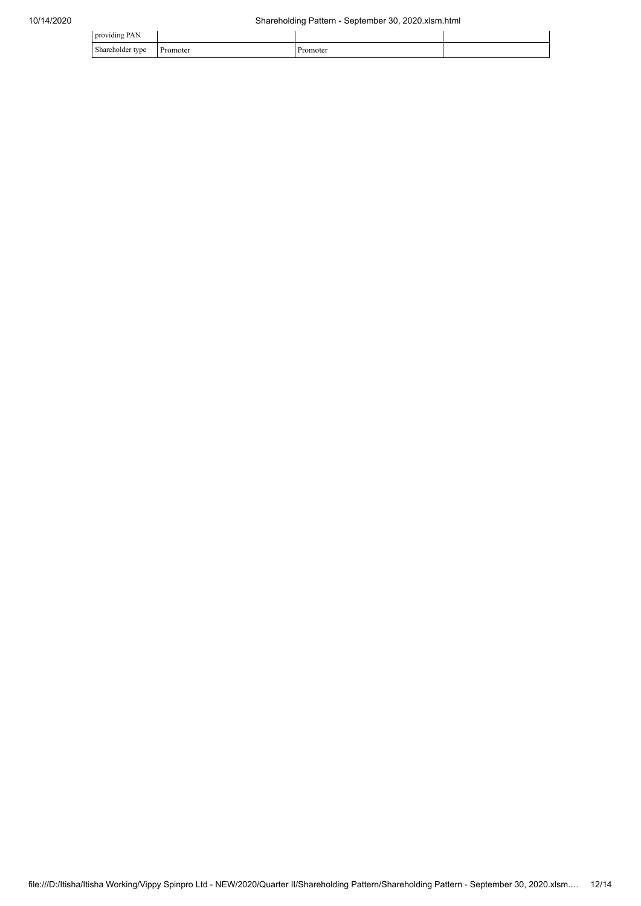| | | | |
|---|---|---|---|
| providing PAN | | | |
| Shareholder type | Promoter | Promoter | |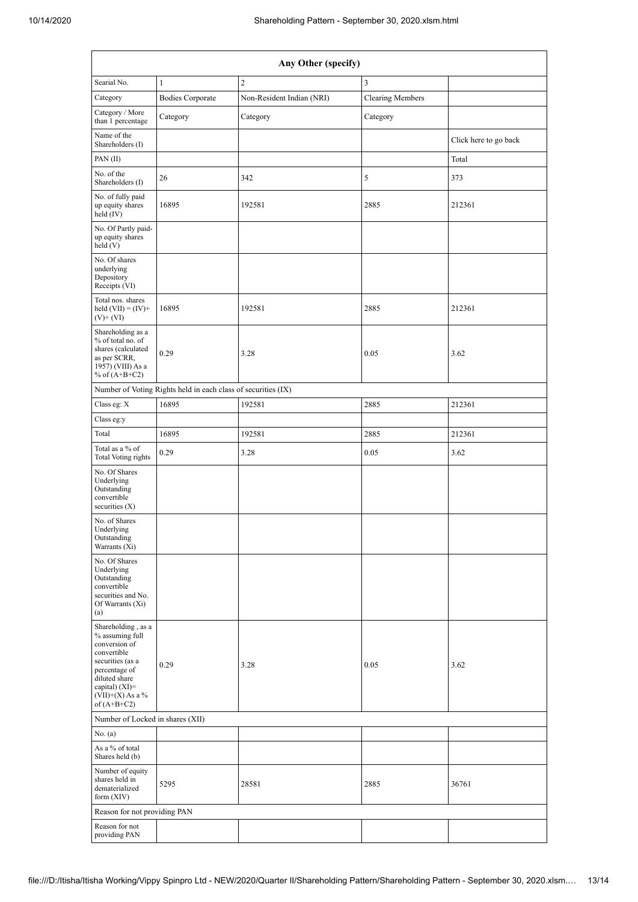| Any Other (specify) | | | | |
|---|---|---|---|---|
| Searial No. | 1 | 2 | 3 | |
| Category | Bodies Corporate | Non-Resident Indian (NRI) | Clearing Members | |
| Category / More than 1 percentage | Category | Category | Category | |
| Name of the Shareholders (I) | | | | Click here to go back |
| PAN (II) | | | | Total |
| No. of the Shareholders (I) | 26 | 342 | 5 | 373 |
| No. of fully paid up equity shares held (IV) | 16895 | 192581 | 2885 | 212361 |
| No. Of Partly paid-up equity shares held (V) | | | | |
| No. Of shares underlying Depository Receipts (VI) | | | | |
| Total nos. shares held (VII) = (IV)+ (V)+ (VI) | 16895 | 192581 | 2885 | 212361 |
| Shareholding as a % of total no. of shares (calculated as per SCRR, 1957) (VIII) As a % of (A+B+C2) | 0.29 | 3.28 | 0.05 | 3.62 |
| Number of Voting Rights held in each class of securities (IX) | | | | |
| Class eg: X | 16895 | 192581 | 2885 | 212361 |
| Class eg:y | | | | |
| Total | 16895 | 192581 | 2885 | 212361 |
| Total as a % of Total Voting rights | 0.29 | 3.28 | 0.05 | 3.62 |
| No. Of Shares Underlying Outstanding convertible securities (X) | | | | |
| No. of Shares Underlying Outstanding Warrants (Xi) | | | | |
| No. Of Shares Underlying Outstanding convertible securities and No. Of Warrants (Xi) (a) | | | | |
| Shareholding , as a % assuming full conversion of convertible securities (as a percentage of diluted share capital) (XI)= (VII)+(X) As a % of (A+B+C2) | 0.29 | 3.28 | 0.05 | 3.62 |
| Number of Locked in shares (XII) | | | | |
| No. (a) | | | | |
| As a % of total Shares held (b) | | | | |
| Number of equity shares held in dematerialized form (XIV) | 5295 | 28581 | 2885 | 36761 |
| Reason for not providing PAN | | | | |
| Reason for not providing PAN | | | | |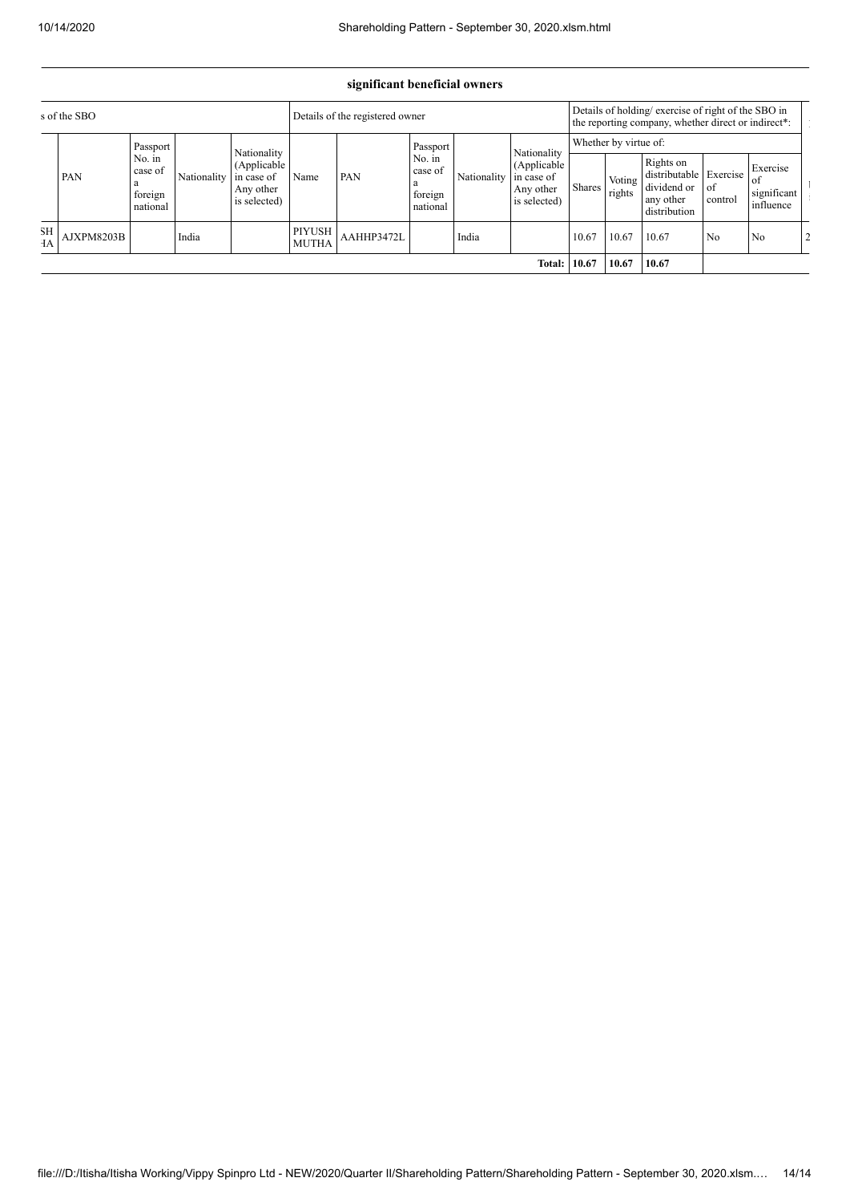## significant beneficial owners

| s of the SBO | | | | | Details of the registered owner | | | | | Details of holding/ exercise of right of the SBO in the reporting company, whether direct or indirect*: | | | | | |
|---|---|---|---|---|---|---|---|---|---|---|---|---|---|---|---|
| | | | | | | | | | | Whether by virtue of: | | | | | |
| | PAN | Passport No. in case of a foreign national | Nationality | Nationality (Applicable in case of Any other is selected) | Name | PAN | Passport No. in case of a foreign national | Nationality | Nationality (Applicable in case of Any other is selected) | Shares | Voting rights | Rights on distributable dividend or any other distribution | Exercise of control | Exercise of significant influence | |
| SH HA | AJXPM8203B | | India | | PIYUSH MUTHA | AAHHP3472L | | India | | 10.67 | 10.67 | 10.67 | No | No | 2 |
| | | | | | | | | | **Total:** | **10.67** | **10.67** | **10.67** | | | |